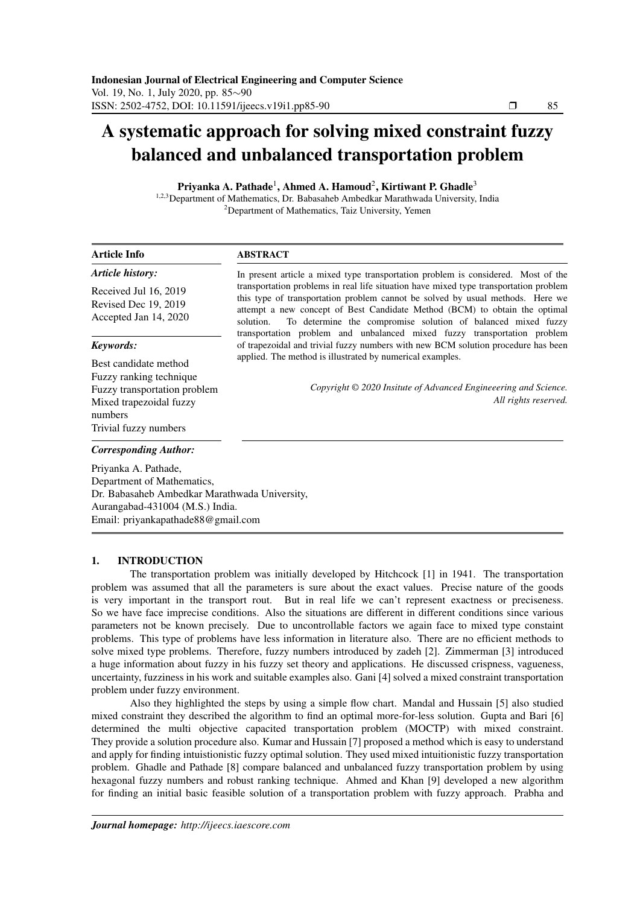# A systematic approach for solving mixed constraint fuzzy balanced and unbalanced transportation problem

**Priyanka A. Pathade**[1], **Ahmed A. Hamoud**[2], **Kirtiwant P. Ghadle**[3]

[1,2,3]Department of Mathematics, Dr. Babasaheb Ambedkar Marathwada University, India
[2]Department of Mathematics, Taiz University, Yemen

**Article Info**

*Article history:*

Received Jul 16, 2019
Revised Dec 19, 2019
Accepted Jan 14, 2020

*Keywords:*

Best candidate method
Fuzzy ranking technique
Fuzzy transportation problem
Mixed trapezoidal fuzzy numbers
Trivial fuzzy numbers

**ABSTRACT**

In present article a mixed type transportation problem is considered. Most of the transportation problems in real life situation have mixed type transportation problem this type of transportation problem cannot be solved by usual methods. Here we attempt a new concept of Best Candidate Method (BCM) to obtain the optimal solution. To determine the compromise solution of balanced mixed fuzzy transportation problem and unbalanced mixed fuzzy transportation problem of trapezoidal and trivial fuzzy numbers with new BCM solution procedure has been applied. The method is illustrated by numerical examples.

*Copyright © 2020 Insitute of Advanced Engineeering and Science. All rights reserved.*

*Corresponding Author:*

Priyanka A. Pathade,
Department of Mathematics,
Dr. Babasaheb Ambedkar Marathwada University,
Aurangabad-431004 (M.S.) India.
Email: priyankapathade88@gmail.com

## 1. INTRODUCTION

The transportation problem was initially developed by Hitchcock [1] in 1941. The transportation problem was assumed that all the parameters is sure about the exact values. Precise nature of the goods is very important in the transport rout. But in real life we can't represent exactness or preciseness. So we have face imprecise conditions. Also the situations are different in different conditions since various parameters not be known precisely. Due to uncontrollable factors we again face to mixed type constaint problems. This type of problems have less information in literature also. There are no efficient methods to solve mixed type problems. Therefore, fuzzy numbers introduced by zadeh [2]. Zimmerman [3] introduced a huge information about fuzzy in his fuzzy set theory and applications. He discussed crispness, vagueness, uncertainty, fuzziness in his work and suitable examples also. Gani [4] solved a mixed constraint transportation problem under fuzzy environment.

Also they highlighted the steps by using a simple flow chart. Mandal and Hussain [5] also studied mixed constraint they described the algorithm to find an optimal more-for-less solution. Gupta and Bari [6] determined the multi objective capacited transportation problem (MOCTP) with mixed constraint. They provide a solution procedure also. Kumar and Hussain [7] proposed a method which is easy to understand and apply for finding intuistionistic fuzzy optimal solution. They used mixed intuitionistic fuzzy transportation problem. Ghadle and Pathade [8] compare balanced and unbalanced fuzzy transportation problem by using hexagonal fuzzy numbers and robust ranking technique. Ahmed and Khan [9] developed a new algorithm for finding an initial basic feasible solution of a transportation problem with fuzzy approach. Prabha and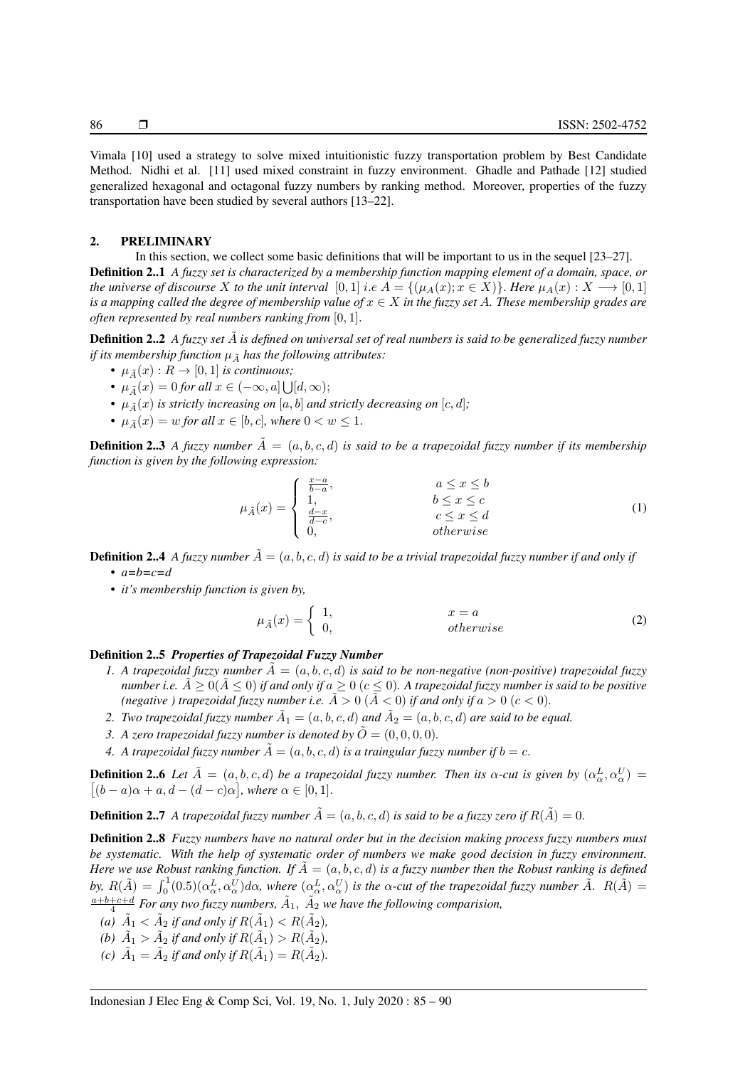Vimala [10] used a strategy to solve mixed intuitionistic fuzzy transportation problem by Best Candidate Method. Nidhi et al. [11] used mixed constraint in fuzzy environment. Ghadle and Pathade [12] studied generalized hexagonal and octagonal fuzzy numbers by ranking method. Moreover, properties of the fuzzy transportation have been studied by several authors [13–22].

## 2. PRELIMINARY

In this section, we collect some basic definitions that will be important to us in the sequel [23–27].

**Definition 2..1** *A fuzzy set is characterized by a membership function mapping element of a domain, space, or the universe of discourse $X$ to the unit interval $[0,1]$ i.e $A = \{(\mu_A(x); x \in X)\}$. Here $\mu_A(x) : X \longrightarrow [0,1]$ is a mapping called the degree of membership value of $x \in X$ in the fuzzy set A. These membership grades are often represented by real numbers ranking from $[0,1]$.*

**Definition 2..2** *A fuzzy set $\tilde{A}$ is defined on universal set of real numbers is said to be generalized fuzzy number if its membership function $\mu_{\tilde{A}}$ has the following attributes:*

- $\mu_{\tilde{A}}(x) : R \to [0,1]$ *is continuous;*
- $\mu_{\tilde{A}}(x) = 0$ *for all* $x \in (-\infty, a] \bigcup [d, \infty)$*;*
- $\mu_{\tilde{A}}(x)$ *is strictly increasing on $[a,b]$ and strictly decreasing on $[c,d]$;*
- $\mu_{\tilde{A}}(x) = w$ *for all $x \in [b,c]$, where $0 < w \leq 1$.*

**Definition 2..3** *A fuzzy number $\tilde{A} = (a,b,c,d)$ is said to be a trapezoidal fuzzy number if its membership function is given by the following expression:*

$$\mu_{\tilde{A}}(x) = \begin{cases} \frac{x-a}{b-a}, & a \leq x \leq b \\ 1, & b \leq x \leq c \\ \frac{d-x}{d-c}, & c \leq x \leq d \\ 0, & otherwise \end{cases} \tag{1}$$

**Definition 2..4** *A fuzzy number $\tilde{A} = (a,b,c,d)$ is said to be a trivial trapezoidal fuzzy number if and only if*

- *a=b=c=d*
- *it's membership function is given by,*

$$\mu_{\tilde{A}}(x) = \begin{cases} 1, & x = a \\ 0, & otherwise \end{cases} \tag{2}$$

**Definition 2..5** ***Properties of Trapezoidal Fuzzy Number***

1. *A trapezoidal fuzzy number $\tilde{A} = (a,b,c,d)$ is said to be non-negative (non-positive) trapezoidal fuzzy number i.e. $\tilde{A} \geq 0 (\tilde{A} \leq 0)$ if and only if $a \geq 0$ $(c \leq 0)$. A trapezoidal fuzzy number is said to be positive (negative ) trapezoidal fuzzy number i.e. $\tilde{A} > 0$ $(\tilde{A} < 0)$ if and only if $a > 0$ $(c < 0)$.*
2. *Two trapezoidal fuzzy number $\tilde{A}_1 = (a,b,c,d)$ and $\tilde{A}_2 = (a,b,c,d)$ are said to be equal.*
3. *A zero trapezoidal fuzzy number is denoted by $\tilde{O} = (0,0,0,0)$.*
4. *A trapezoidal fuzzy number $\tilde{A} = (a,b,c,d)$ is a traingular fuzzy number if $b = c$.*

**Definition 2..6** *Let $\tilde{A} = (a,b,c,d)$ be a trapezoidal fuzzy number. Then its $\alpha$-cut is given by $(\alpha^L_\alpha, \alpha^U_\alpha) = \big[(b-a)\alpha + a, d - (d-c)\alpha\big]$, where $\alpha \in [0,1]$.*

**Definition 2..7** *A trapezoidal fuzzy number $\tilde{A} = (a,b,c,d)$ is said to be a fuzzy zero if $R(\tilde{A}) = 0$.*

**Definition 2..8** *Fuzzy numbers have no natural order but in the decision making process fuzzy numbers must be systematic. With the help of systematic order of numbers we make good decision in fuzzy environment. Here we use Robust ranking function. If $\tilde{A} = (a,b,c,d)$ is a fuzzy number then the Robust ranking is defined by, $R(\tilde{A}) = \int_0^1 (0.5)(\alpha^L_\alpha, \alpha^U_\alpha) d\alpha$, where $(\alpha^L_\alpha, \alpha^U_\alpha)$ is the $\alpha$-cut of the trapezoidal fuzzy number $\tilde{A}$. $R(\tilde{A}) = \frac{a+b+c+d}{4}$ For any two fuzzy numbers, $\tilde{A}_1$, $\tilde{A}_2$ we have the following comparision,*

*(a)* $\tilde{A}_1 < \tilde{A}_2$ *if and only if* $R(\tilde{A}_1) < R(\tilde{A}_2)$*,*

*(b)* $\tilde{A}_1 > \tilde{A}_2$ *if and only if* $R(\tilde{A}_1) > R(\tilde{A}_2)$*,*

*(c)* $\tilde{A}_1 = \tilde{A}_2$ *if and only if* $R(\tilde{A}_1) = R(\tilde{A}_2)$*.*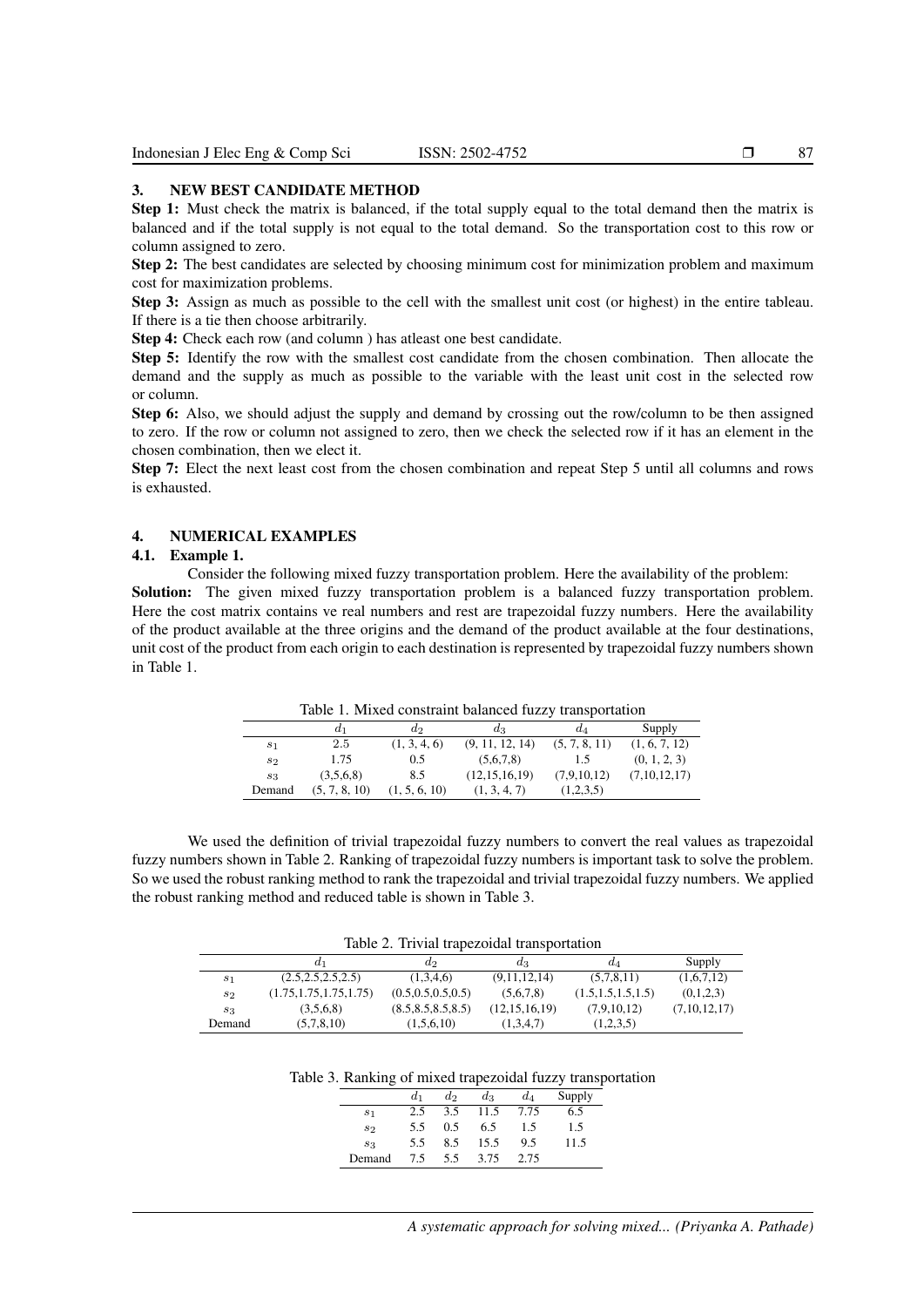## 3. NEW BEST CANDIDATE METHOD

**Step 1:** Must check the matrix is balanced, if the total supply equal to the total demand then the matrix is balanced and if the total supply is not equal to the total demand. So the transportation cost to this row or column assigned to zero.

**Step 2:** The best candidates are selected by choosing minimum cost for minimization problem and maximum cost for maximization problems.

**Step 3:** Assign as much as possible to the cell with the smallest unit cost (or highest) in the entire tableau. If there is a tie then choose arbitrarily.

**Step 4:** Check each row (and column ) has atleast one best candidate.

**Step 5:** Identify the row with the smallest cost candidate from the chosen combination. Then allocate the demand and the supply as much as possible to the variable with the least unit cost in the selected row or column.

**Step 6:** Also, we should adjust the supply and demand by crossing out the row/column to be then assigned to zero. If the row or column not assigned to zero, then we check the selected row if it has an element in the chosen combination, then we elect it.

**Step 7:** Elect the next least cost from the chosen combination and repeat Step 5 until all columns and rows is exhausted.

## 4. NUMERICAL EXAMPLES

### 4.1. Example 1.

Consider the following mixed fuzzy transportation problem. Here the availability of the problem:

**Solution:** The given mixed fuzzy transportation problem is a balanced fuzzy transportation problem. Here the cost matrix contains ve real numbers and rest are trapezoidal fuzzy numbers. Here the availability of the product available at the three origins and the demand of the product available at the four destinations, unit cost of the product from each origin to each destination is represented by trapezoidal fuzzy numbers shown in Table 1.

Table 1. Mixed constraint balanced fuzzy transportation

| | $d_1$ | $d_2$ | $d_3$ | $d_4$ | Supply |
|---|---|---|---|---|---|
| $s_1$ | 2.5 | (1, 3, 4, 6) | (9, 11, 12, 14) | (5, 7, 8, 11) | (1, 6, 7, 12) |
| $s_2$ | 1.75 | 0.5 | (5,6,7,8) | 1.5 | (0, 1, 2, 3) |
| $s_3$ | (3,5,6,8) | 8.5 | (12,15,16,19) | (7,9,10,12) | (7,10,12,17) |
| Demand | (5, 7, 8, 10) | (1, 5, 6, 10) | (1, 3, 4, 7) | (1,2,3,5) | |

We used the definition of trivial trapezoidal fuzzy numbers to convert the real values as trapezoidal fuzzy numbers shown in Table 2. Ranking of trapezoidal fuzzy numbers is important task to solve the problem. So we used the robust ranking method to rank the trapezoidal and trivial trapezoidal fuzzy numbers. We applied the robust ranking method and reduced table is shown in Table 3.

Table 2. Trivial trapezoidal transportation

| | $d_1$ | $d_2$ | $d_3$ | $d_4$ | Supply |
|---|---|---|---|---|---|
| $s_1$ | (2.5,2.5,2.5,2.5) | (1,3,4,6) | (9,11,12,14) | (5,7,8,11) | (1,6,7,12) |
| $s_2$ | (1.75,1.75,1.75,1.75) | (0.5,0.5,0.5,0.5) | (5,6,7,8) | (1.5,1.5,1.5,1.5) | (0,1,2,3) |
| $s_3$ | (3,5,6,8) | (8.5,8.5,8.5,8.5) | (12,15,16,19) | (7,9,10,12) | (7,10,12,17) |
| Demand | (5,7,8,10) | (1,5,6,10) | (1,3,4,7) | (1,2,3,5) | |

Table 3. Ranking of mixed trapezoidal fuzzy transportation

| | $d_1$ | $d_2$ | $d_3$ | $d_4$ | Supply |
|---|---|---|---|---|---|
| $s_1$ | 2.5 | 3.5 | 11.5 | 7.75 | 6.5 |
| $s_2$ | 5.5 | 0.5 | 6.5 | 1.5 | 1.5 |
| $s_3$ | 5.5 | 8.5 | 15.5 | 9.5 | 11.5 |
| Demand | 7.5 | 5.5 | 3.75 | 2.75 | |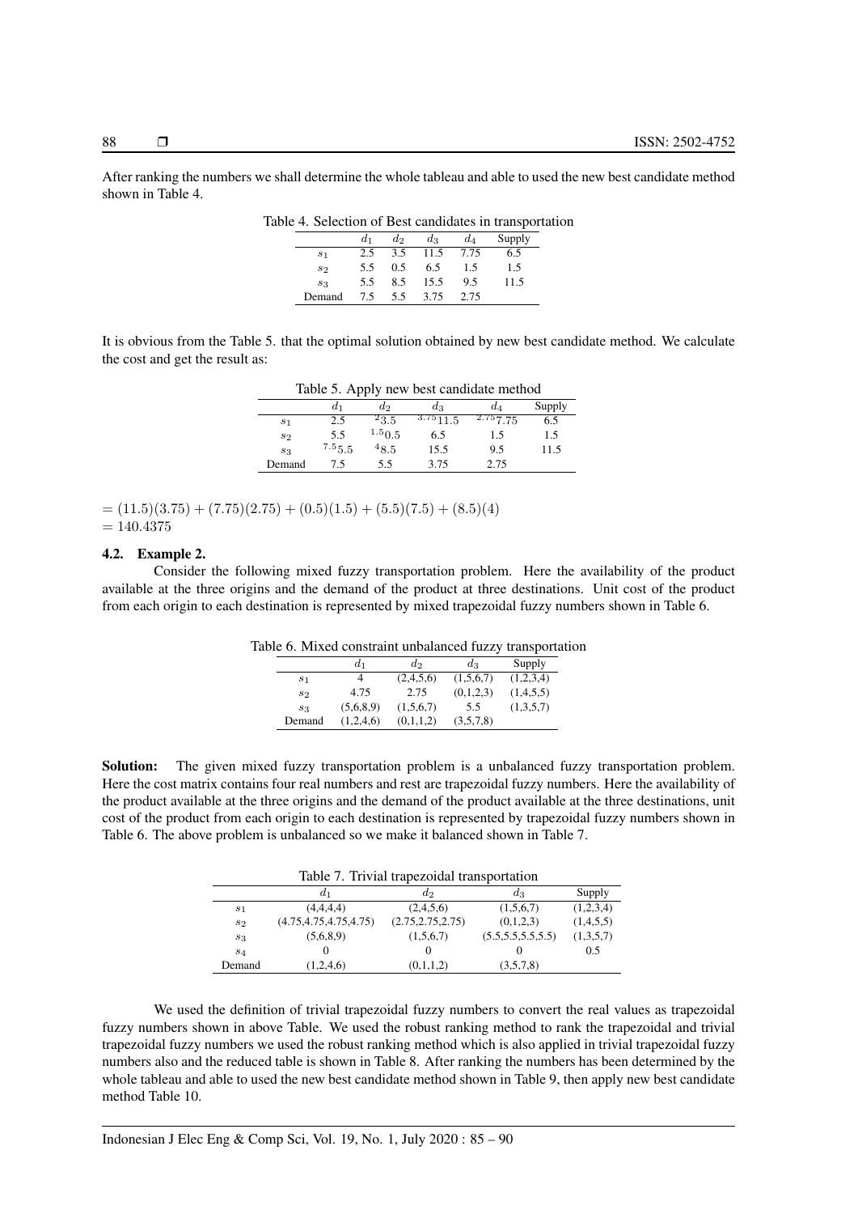After ranking the numbers we shall determine the whole tableau and able to used the new best candidate method shown in Table 4.

Table 4. Selection of Best candidates in transportation

| | $d_1$ | $d_2$ | $d_3$ | $d_4$ | Supply |
|---|---|---|---|---|---|
| $s_1$ | 2.5 | 3.5 | 11.5 | 7.75 | 6.5 |
| $s_2$ | 5.5 | 0.5 | 6.5 | 1.5 | 1.5 |
| $s_3$ | 5.5 | 8.5 | 15.5 | 9.5 | 11.5 |
| Demand | 7.5 | 5.5 | 3.75 | 2.75 | |

It is obvious from the Table 5. that the optimal solution obtained by new best candidate method. We calculate the cost and get the result as:

Table 5. Apply new best candidate method

| | $d_1$ | $d_2$ | $d_3$ | $d_4$ | Supply |
|---|---|---|---|---|---|
| $s_1$ | 2.5 | $^{2}3.5$ | $^{3.75}11.5$ | $^{2.75}7.75$ | 6.5 |
| $s_2$ | 5.5 | $^{1.5}0.5$ | 6.5 | 1.5 | 1.5 |
| $s_3$ | $^{7.5}5.5$ | $^{4}8.5$ | 15.5 | 9.5 | 11.5 |
| Demand | 7.5 | 5.5 | 3.75 | 2.75 | |

$= (11.5)(3.75) + (7.75)(2.75) + (0.5)(1.5) + (5.5)(7.5) + (8.5)(4)$
$= 140.4375$

### 4.2. Example 2.

Consider the following mixed fuzzy transportation problem. Here the availability of the product available at the three origins and the demand of the product at three destinations. Unit cost of the product from each origin to each destination is represented by mixed trapezoidal fuzzy numbers shown in Table 6.

Table 6. Mixed constraint unbalanced fuzzy transportation

| | $d_1$ | $d_2$ | $d_3$ | Supply |
|---|---|---|---|---|
| $s_1$ | 4 | (2,4,5,6) | (1,5,6,7) | (1,2,3,4) |
| $s_2$ | 4.75 | 2.75 | (0,1,2,3) | (1,4,5,5) |
| $s_3$ | (5,6,8,9) | (1,5,6,7) | 5.5 | (1,3,5,7) |
| Demand | (1,2,4,6) | (0,1,1,2) | (3,5,7,8) | |

**Solution:** The given mixed fuzzy transportation problem is a unbalanced fuzzy transportation problem. Here the cost matrix contains four real numbers and rest are trapezoidal fuzzy numbers. Here the availability of the product available at the three origins and the demand of the product available at the three destinations, unit cost of the product from each origin to each destination is represented by trapezoidal fuzzy numbers shown in Table 6. The above problem is unbalanced so we make it balanced shown in Table 7.

Table 7. Trivial trapezoidal transportation

| | $d_1$ | $d_2$ | $d_3$ | Supply |
|---|---|---|---|---|
| $s_1$ | (4,4,4,4) | (2,4,5,6) | (1,5,6,7) | (1,2,3,4) |
| $s_2$ | (4.75,4.75,4.75,4.75) | (2.75,2.75,2.75) | (0,1,2,3) | (1,4,5,5) |
| $s_3$ | (5,6,8,9) | (1,5,6,7) | (5.5,5.5,5.5,5.5) | (1,3,5,7) |
| $s_4$ | 0 | 0 | 0 | 0.5 |
| Demand | (1,2,4,6) | (0,1,1,2) | (3,5,7,8) | |

We used the definition of trivial trapezoidal fuzzy numbers to convert the real values as trapezoidal fuzzy numbers shown in above Table. We used the robust ranking method to rank the trapezoidal and trivial trapezoidal fuzzy numbers we used the robust ranking method which is also applied in trivial trapezoidal fuzzy numbers also and the reduced table is shown in Table 8. After ranking the numbers has been determined by the whole tableau and able to used the new best candidate method shown in Table 9, then apply new best candidate method Table 10.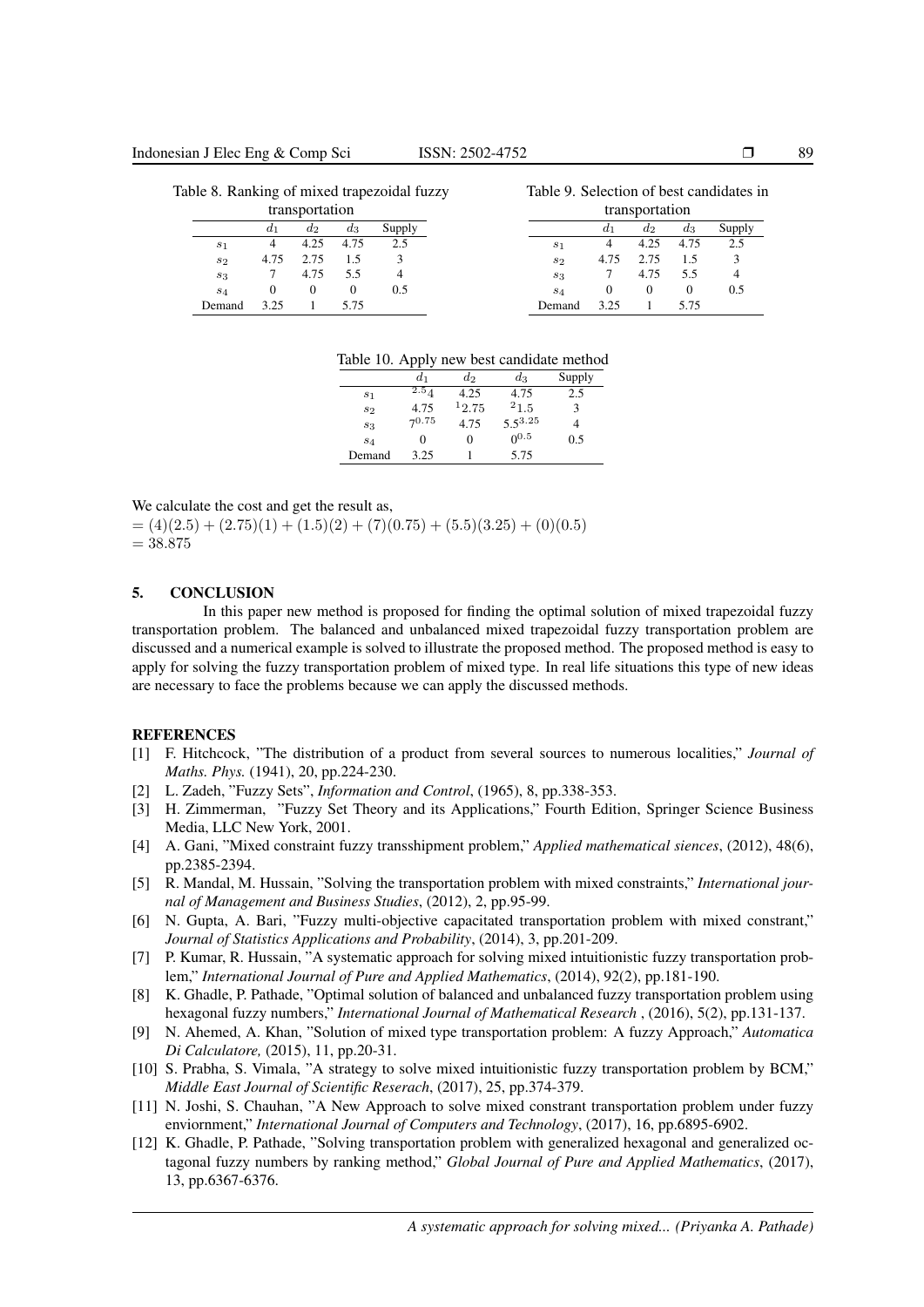Table 8. Ranking of mixed trapezoidal fuzzy transportation

| | $d_1$ | $d_2$ | $d_3$ | Supply |
|---|---|---|---|---|
| $s_1$ | 4 | 4.25 | 4.75 | 2.5 |
| $s_2$ | 4.75 | 2.75 | 1.5 | 3 |
| $s_3$ | 7 | 4.75 | 5.5 | 4 |
| $s_4$ | 0 | 0 | 0 | 0.5 |
| Demand | 3.25 | 1 | 5.75 | |

Table 9. Selection of best candidates in transportation

| | $d_1$ | $d_2$ | $d_3$ | Supply |
|---|---|---|---|---|
| $s_1$ | 4 | 4.25 | 4.75 | 2.5 |
| $s_2$ | 4.75 | 2.75 | 1.5 | 3 |
| $s_3$ | 7 | 4.75 | 5.5 | 4 |
| $s_4$ | 0 | 0 | 0 | 0.5 |
| Demand | 3.25 | 1 | 5.75 | |

Table 10. Apply new best candidate method

| | $d_1$ | $d_2$ | $d_3$ | Supply |
|---|---|---|---|---|
| $s_1$ | $^{2.5}4$ | 4.25 | 4.75 | 2.5 |
| $s_2$ | 4.75 | $^{1}2.75$ | $^{2}1.5$ | 3 |
| $s_3$ | $7^{0.75}$ | 4.75 | $5.5^{3.25}$ | 4 |
| $s_4$ | 0 | 0 | $0^{0.5}$ | 0.5 |
| Demand | 3.25 | 1 | 5.75 | |

We calculate the cost and get the result as,

$= (4)(2.5) + (2.75)(1) + (1.5)(2) + (7)(0.75) + (5.5)(3.25) + (0)(0.5)$
$= 38.875$

## 5. CONCLUSION

In this paper new method is proposed for finding the optimal solution of mixed trapezoidal fuzzy transportation problem. The balanced and unbalanced mixed trapezoidal fuzzy transportation problem are discussed and a numerical example is solved to illustrate the proposed method. The proposed method is easy to apply for solving the fuzzy transportation problem of mixed type. In real life situations this type of new ideas are necessary to face the problems because we can apply the discussed methods.

## REFERENCES

[1] F. Hitchcock, "The distribution of a product from several sources to numerous localities," *Journal of Maths. Phys.* (1941), 20, pp.224-230.

[2] L. Zadeh, "Fuzzy Sets", *Information and Control*, (1965), 8, pp.338-353.

[3] H. Zimmerman, "Fuzzy Set Theory and its Applications," Fourth Edition, Springer Science Business Media, LLC New York, 2001.

[4] A. Gani, "Mixed constraint fuzzy transshipment problem," *Applied mathematical siences*, (2012), 48(6), pp.2385-2394.

[5] R. Mandal, M. Hussain, "Solving the transportation problem with mixed constraints," *International journal of Management and Business Studies*, (2012), 2, pp.95-99.

[6] N. Gupta, A. Bari, "Fuzzy multi-objective capacitated transportation problem with mixed constrant," *Journal of Statistics Applications and Probability*, (2014), 3, pp.201-209.

[7] P. Kumar, R. Hussain, "A systematic approach for solving mixed intuitionistic fuzzy transportation problem," *International Journal of Pure and Applied Mathematics*, (2014), 92(2), pp.181-190.

[8] K. Ghadle, P. Pathade, "Optimal solution of balanced and unbalanced fuzzy transportation problem using hexagonal fuzzy numbers," *International Journal of Mathematical Research* , (2016), 5(2), pp.131-137.

[9] N. Ahemed, A. Khan, "Solution of mixed type transportation problem: A fuzzy Approach," *Automatica Di Calculatore,* (2015), 11, pp.20-31.

[10] S. Prabha, S. Vimala, "A strategy to solve mixed intuitionistic fuzzy transportation problem by BCM," *Middle East Journal of Scientific Reserach*, (2017), 25, pp.374-379.

[11] N. Joshi, S. Chauhan, "A New Approach to solve mixed constrant transportation problem under fuzzy enviornment," *International Journal of Computers and Technology*, (2017), 16, pp.6895-6902.

[12] K. Ghadle, P. Pathade, "Solving transportation problem with generalized hexagonal and generalized octagonal fuzzy numbers by ranking method," *Global Journal of Pure and Applied Mathematics*, (2017), 13, pp.6367-6376.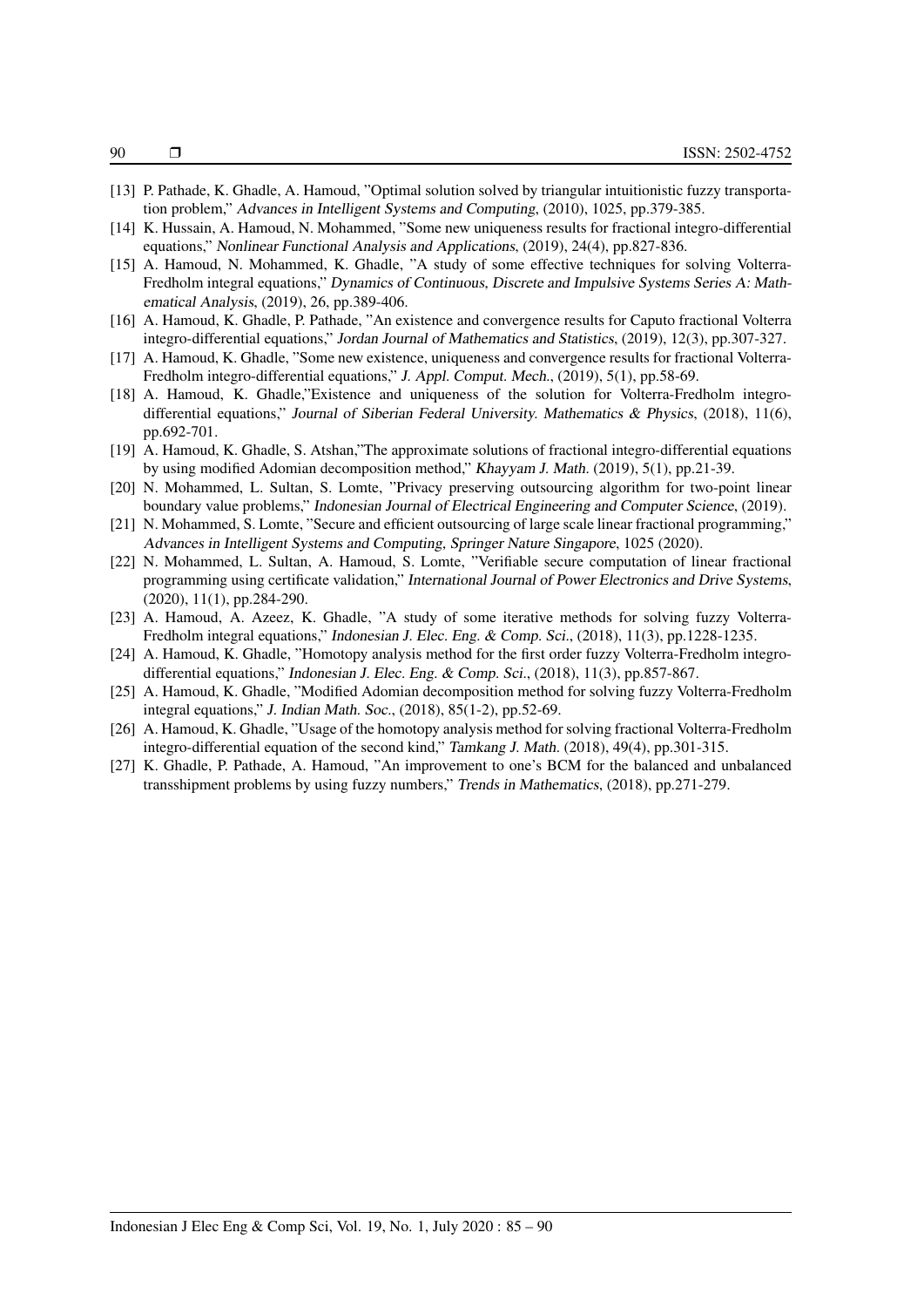[13] P. Pathade, K. Ghadle, A. Hamoud, "Optimal solution solved by triangular intuitionistic fuzzy transportation problem," *Advances in Intelligent Systems and Computing*, (2010), 1025, pp.379-385.

[14] K. Hussain, A. Hamoud, N. Mohammed, "Some new uniqueness results for fractional integro-differential equations," *Nonlinear Functional Analysis and Applications*, (2019), 24(4), pp.827-836.

[15] A. Hamoud, N. Mohammed, K. Ghadle, "A study of some effective techniques for solving Volterra-Fredholm integral equations," *Dynamics of Continuous, Discrete and Impulsive Systems Series A: Mathematical Analysis*, (2019), 26, pp.389-406.

[16] A. Hamoud, K. Ghadle, P. Pathade, "An existence and convergence results for Caputo fractional Volterra integro-differential equations," *Jordan Journal of Mathematics and Statistics*, (2019), 12(3), pp.307-327.

[17] A. Hamoud, K. Ghadle, "Some new existence, uniqueness and convergence results for fractional Volterra-Fredholm integro-differential equations," *J. Appl. Comput. Mech.*, (2019), 5(1), pp.58-69.

[18] A. Hamoud, K. Ghadle,"Existence and uniqueness of the solution for Volterra-Fredholm integro-differential equations," *Journal of Siberian Federal University. Mathematics & Physics*, (2018), 11(6), pp.692-701.

[19] A. Hamoud, K. Ghadle, S. Atshan,"The approximate solutions of fractional integro-differential equations by using modified Adomian decomposition method," *Khayyam J. Math.* (2019), 5(1), pp.21-39.

[20] N. Mohammed, L. Sultan, S. Lomte, "Privacy preserving outsourcing algorithm for two-point linear boundary value problems," *Indonesian Journal of Electrical Engineering and Computer Science*, (2019).

[21] N. Mohammed, S. Lomte, "Secure and efficient outsourcing of large scale linear fractional programming," *Advances in Intelligent Systems and Computing, Springer Nature Singapore*, 1025 (2020).

[22] N. Mohammed, L. Sultan, A. Hamoud, S. Lomte, "Verifiable secure computation of linear fractional programming using certificate validation," *International Journal of Power Electronics and Drive Systems*, (2020), 11(1), pp.284-290.

[23] A. Hamoud, A. Azeez, K. Ghadle, "A study of some iterative methods for solving fuzzy Volterra-Fredholm integral equations," *Indonesian J. Elec. Eng. & Comp. Sci.*, (2018), 11(3), pp.1228-1235.

[24] A. Hamoud, K. Ghadle, "Homotopy analysis method for the first order fuzzy Volterra-Fredholm integro-differential equations," *Indonesian J. Elec. Eng. & Comp. Sci.*, (2018), 11(3), pp.857-867.

[25] A. Hamoud, K. Ghadle, "Modified Adomian decomposition method for solving fuzzy Volterra-Fredholm integral equations," *J. Indian Math. Soc.*, (2018), 85(1-2), pp.52-69.

[26] A. Hamoud, K. Ghadle, "Usage of the homotopy analysis method for solving fractional Volterra-Fredholm integro-differential equation of the second kind," *Tamkang J. Math.* (2018), 49(4), pp.301-315.

[27] K. Ghadle, P. Pathade, A. Hamoud, "An improvement to one's BCM for the balanced and unbalanced transshipment problems by using fuzzy numbers," *Trends in Mathematics*, (2018), pp.271-279.